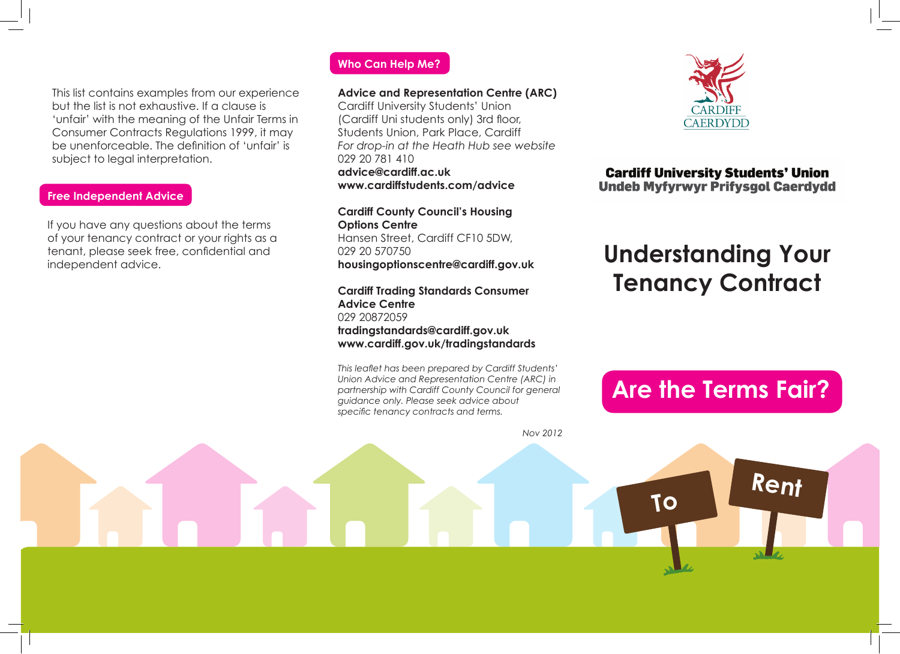This list contains examples from our experience but the list is not exhaustive. If a clause is 'unfair' with the meaning of the Unfair Terms in Consumer Contracts Regulations 1999, it may be unenforceable. The definition of 'unfair' is subject to legal interpretation.

## Free Independent Advice

If you have any questions about the terms of your tenancy contract or your rights as a tenant, please seek free, confidential and independent advice.

## Who Can Help Me?

**Advice and Representation Centre (ARC)**
Cardiff University Students' Union
(Cardiff Uni students only) 3rd floor, Students Union, Park Place, Cardiff
*For drop-in at the Heath Hub see website*
029 20 781 410
**advice@cardiff.ac.uk**
**www.cardiffstudents.com/advice**

**Cardiff County Council's Housing Options Centre**
Hansen Street, Cardiff CF10 5DW,
029 20 570750
**housingoptionscentre@cardiff.gov.uk**

**Cardiff Trading Standards Consumer Advice Centre**
029 20872059
**tradingstandards@cardiff.gov.uk**
**www.cardiff.gov.uk/tradingstandards**

*This leaflet has been prepared by Cardiff Students' Union Advice and Representation Centre (ARC) in partnership with Cardiff County Council for general guidance only. Please seek advice about specific tenancy contracts and terms.*

*Nov 2012*

CARDIFF
CAERDYDD

**Cardiff University Students' Union**
**Undeb Myfyrwyr Prifysgol Caerdydd**

# Understanding Your Tenancy Contract

## Are the Terms Fair?

To Rent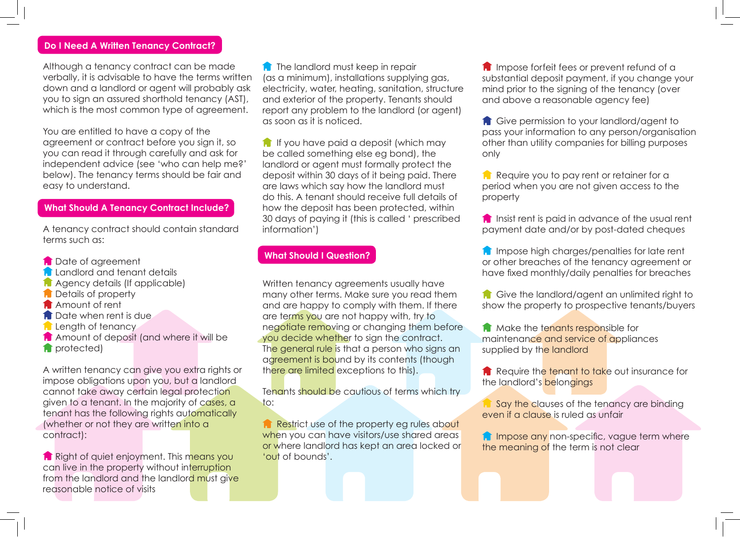## Do I Need A Written Tenancy Contract?

Although a tenancy contract can be made verbally, it is advisable to have the terms written down and a landlord or agent will probably ask you to sign an assured shorthold tenancy (AST), which is the most common type of agreement.

You are entitled to have a copy of the agreement or contract before you sign it, so you can read it through carefully and ask for independent advice (see 'who can help me?' below). The tenancy terms should be fair and easy to understand.

## What Should A Tenancy Contract Include?

A tenancy contract should contain standard terms such as:

- Date of agreement
- Landlord and tenant details
- Agency details (If applicable)
- Details of property
- Amount of rent
- Date when rent is due
- Length of tenancy
- Amount of deposit (and where it will be
- protected)

A written tenancy can give you extra rights or impose obligations upon you, but a landlord cannot take away certain legal protection given to a tenant. In the majority of cases, a tenant has the following rights automatically (whether or not they are written into a contract):

- Right of quiet enjoyment. This means you can live in the property without interruption from the landlord and the landlord must give reasonable notice of visits
- The landlord must keep in repair (as a minimum), installations supplying gas, electricity, water, heating, sanitation, structure and exterior of the property. Tenants should report any problem to the landlord (or agent) as soon as it is noticed.
- If you have paid a deposit (which may be called something else eg bond), the landlord or agent must formally protect the deposit within 30 days of it being paid. There are laws which say how the landlord must do this. A tenant should receive full details of how the deposit has been protected, within 30 days of paying it (this is called ' prescribed information')

## What Should I Question?

Written tenancy agreements usually have many other terms. Make sure you read them and are happy to comply with them. If there are terms you are not happy with, try to negotiate removing or changing them before you decide whether to sign the contract. The general rule is that a person who signs an agreement is bound by its contents (though there are limited exceptions to this).

Tenants should be cautious of terms which try to:

- Restrict use of the property eg rules about when you can have visitors/use shared areas or where landlord has kept an area locked or 'out of bounds'.
- Impose forfeit fees or prevent refund of a substantial deposit payment, if you change your mind prior to the signing of the tenancy (over and above a reasonable agency fee)
- Give permission to your landlord/agent to pass your information to any person/organisation other than utility companies for billing purposes only
- Require you to pay rent or retainer for a period when you are not given access to the property
- Insist rent is paid in advance of the usual rent payment date and/or by post-dated cheques
- Impose high charges/penalties for late rent or other breaches of the tenancy agreement or have fixed monthly/daily penalties for breaches
- Give the landlord/agent an unlimited right to show the property to prospective tenants/buyers
- Make the tenants responsible for maintenance and service of appliances supplied by the landlord
- Require the tenant to take out insurance for the landlord's belongings
- Say the clauses of the tenancy are binding even if a clause is ruled as unfair
- Impose any non-specific, vague term where the meaning of the term is not clear